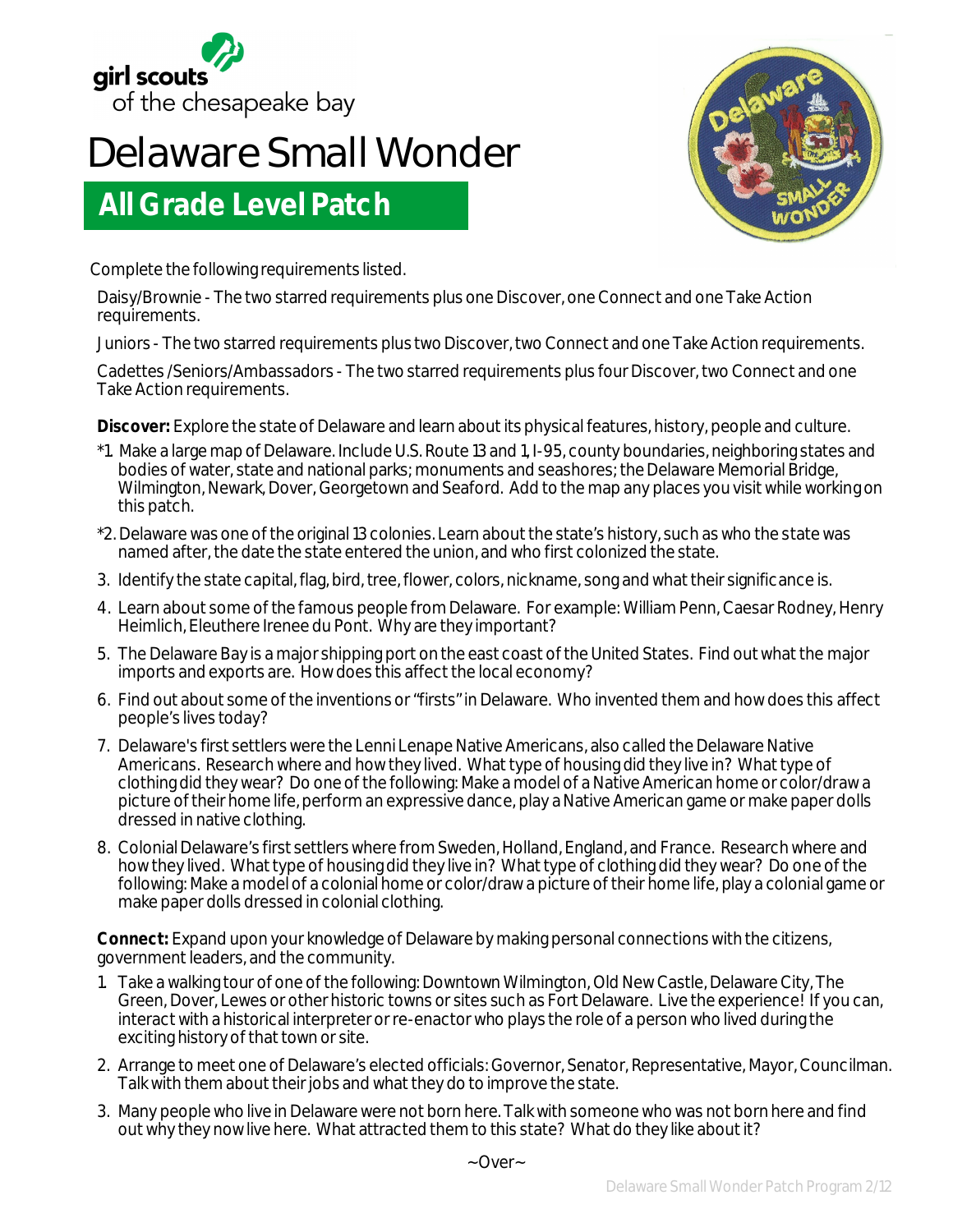girl scouts
of the chesapeake bay

# Delaware Small Wonder

## All Grade Level Patch

Complete the following requirements listed.

Daisy/Brownie - The two starred requirements plus one Discover, one Connect and one Take Action requirements.

Juniors - The two starred requirements plus two Discover, two Connect and one Take Action requirements.

Cadettes /Seniors/Ambassadors - The two starred requirements plus four Discover, two Connect and one Take Action requirements.

**Discover:** Explore the state of Delaware and learn about its physical features, history, people and culture.

*1. Make a large map of Delaware. Include U.S. Route 13 and 1, I-95, county boundaries, neighboring states and bodies of water, state and national parks; monuments and seashores; the Delaware Memorial Bridge, Wilmington, Newark, Dover, Georgetown and Seaford. Add to the map any places you visit while working on this patch.

*2. Delaware was one of the original 13 colonies. Learn about the state's history, such as who the state was named after, the date the state entered the union, and who first colonized the state.

3. Identify the state capital, flag, bird, tree, flower, colors, nickname, song and what their significance is.
4. Learn about some of the famous people from Delaware. For example: William Penn, Caesar Rodney, Henry Heimlich, Eleuthere Irenee du Pont. Why are they important?
5. The Delaware Bay is a major shipping port on the east coast of the United States. Find out what the major imports and exports are. How does this affect the local economy?
6. Find out about some of the inventions or "firsts" in Delaware. Who invented them and how does this affect people's lives today?
7. Delaware's first settlers were the Lenni Lenape Native Americans, also called the Delaware Native Americans. Research where and how they lived. What type of housing did they live in? What type of clothing did they wear? Do one of the following: Make a model of a Native American home or color/draw a picture of their home life, perform an expressive dance, play a Native American game or make paper dolls dressed in native clothing.
8. Colonial Delaware's first settlers where from Sweden, Holland, England, and France. Research where and how they lived. What type of housing did they live in? What type of clothing did they wear? Do one of the following: Make a model of a colonial home or color/draw a picture of their home life, play a colonial game or make paper dolls dressed in colonial clothing.

**Connect:** Expand upon your knowledge of Delaware by making personal connections with the citizens, government leaders, and the community.

1. Take a walking tour of one of the following: Downtown Wilmington, Old New Castle, Delaware City, The Green, Dover, Lewes or other historic towns or sites such as Fort Delaware. Live the experience! If you can, interact with a historical interpreter or re-enactor who plays the role of a person who lived during the exciting history of that town or site.
2. Arrange to meet one of Delaware's elected officials: Governor, Senator, Representative, Mayor, Councilman. Talk with them about their jobs and what they do to improve the state.
3. Many people who live in Delaware were not born here. Talk with someone who was not born here and find out why they now live here. What attracted them to this state? What do they like about it?

~Over~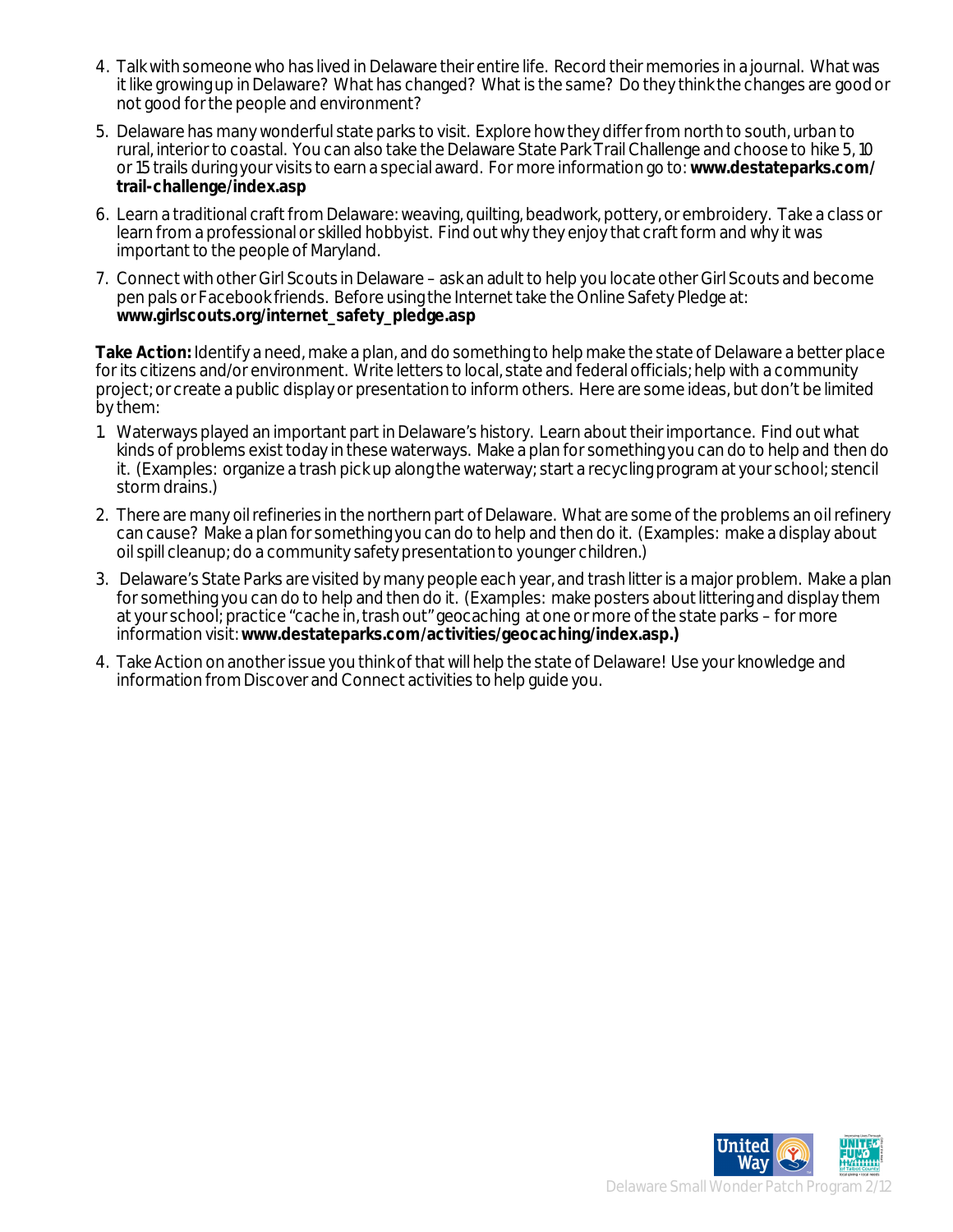4. Talk with someone who has lived in Delaware their entire life. Record their memories in a journal. What was it like growing up in Delaware? What has changed? What is the same? Do they think the changes are good or not good for the people and environment?
5. Delaware has many wonderful state parks to visit. Explore how they differ from north to south, urban to rural, interior to coastal. You can also take the Delaware State Park Trail Challenge and choose to hike 5, 10 or 15 trails during your visits to earn a special award. For more information go to: **www.destateparks.com/trail-challenge/index.asp**
6. Learn a traditional craft from Delaware: weaving, quilting, beadwork, pottery, or embroidery. Take a class or learn from a professional or skilled hobbyist. Find out why they enjoy that craft form and why it was important to the people of Maryland.
7. Connect with other Girl Scouts in Delaware – ask an adult to help you locate other Girl Scouts and become pen pals or Facebook friends. Before using the Internet take the Online Safety Pledge at: **www.girlscouts.org/internet_safety_pledge.asp**

**Take Action:** Identify a need, make a plan, and do something to help make the state of Delaware a better place for its citizens and/or environment. Write letters to local, state and federal officials; help with a community project; or create a public display or presentation to inform others. Here are some ideas, but don't be limited by them:

1. Waterways played an important part in Delaware's history. Learn about their importance. Find out what kinds of problems exist today in these waterways. Make a plan for something you can do to help and then do it. (Examples: organize a trash pick up along the waterway; start a recycling program at your school; stencil storm drains.)
2. There are many oil refineries in the northern part of Delaware. What are some of the problems an oil refinery can cause? Make a plan for something you can do to help and then do it. (Examples: make a display about oil spill cleanup; do a community safety presentation to younger children.)
3. Delaware's State Parks are visited by many people each year, and trash litter is a major problem. Make a plan for something you can do to help and then do it. (Examples: make posters about littering and display them at your school; practice "cache in, trash out" geocaching at one or more of the state parks – for more information visit: **www.destateparks.com/activities/geocaching/index.asp.)**
4. Take Action on another issue you think of that will help the state of Delaware! Use your knowledge and information from Discover and Connect activities to help guide you.